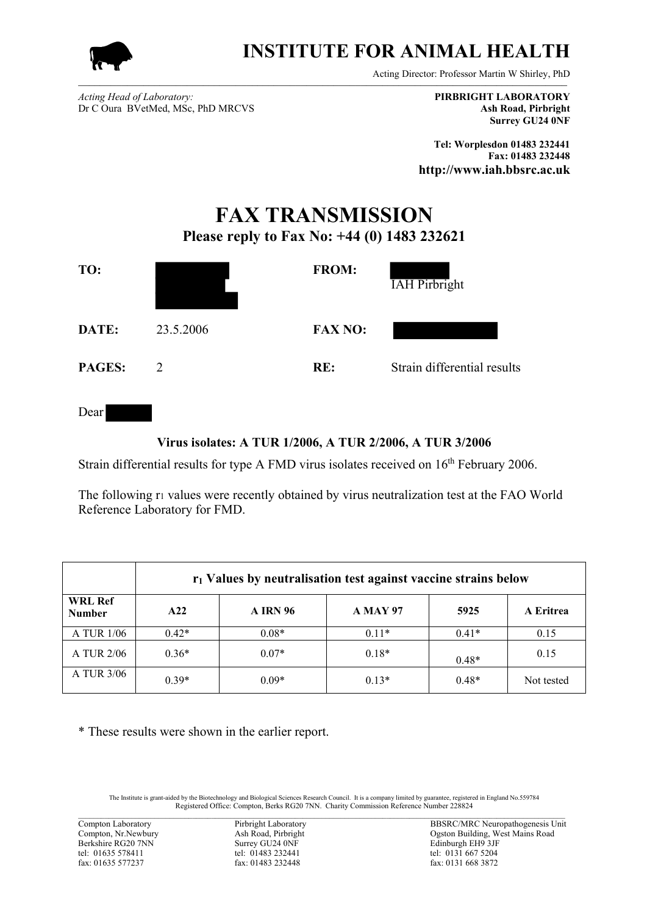# INSTITUTE FOR ANIMAL HEALTH

Acting Director: Professor Martin W Shirley, PhD

*Acting Head of Laboratory:*
Dr C Oura BVetMed, MSc, PhD MRCVS

**PIRBRIGHT LABORATORY**
**Ash Road, Pirbright**
**Surrey GU24 0NF**

**Tel: Worplesdon 01483 232441**
**Fax: 01483 232448**
**http://www.iah.bbsrc.ac.uk**

# FAX TRANSMISSION

## Please reply to Fax No: +44 (0) 1483 232621

**TO:**

**FROM:** IAH Pirbright

**DATE:** 23.5.2006

**FAX NO:**

**PAGES:** 2

**RE:** Strain differential results

Dear

**Virus isolates: A TUR 1/2006, A TUR 2/2006, A TUR 3/2006**

Strain differential results for type A FMD virus isolates received on 16th February 2006.

The following $r_1$ values were recently obtained by virus neutralization test at the FAO World Reference Laboratory for FMD.

| | $r_1$ Values by neutralisation test against vaccine strains below | | | | |
|---|---|---|---|---|---|
| **WRL Ref Number** | **A22** | **A IRN 96** | **A MAY 97** | **5925** | **A Eritrea** |
| A TUR 1/06 | 0.42* | 0.08* | 0.11* | 0.41* | 0.15 |
| A TUR 2/06 | 0.36* | 0.07* | 0.18* | 0.48* | 0.15 |
| A TUR 3/06 | 0.39* | 0.09* | 0.13* | 0.48* | Not tested |

\* These results were shown in the earlier report.

The Institute is grant-aided by the Biotechnology and Biological Sciences Research Council. It is a company limited by guarantee, registered in England No.559784
Registered Office: Compton, Berks RG20 7NN. Charity Commission Reference Number 228824

Compton Laboratory
Compton, Nr.Newbury
Berkshire RG20 7NN
tel: 01635 578411
fax: 01635 577237

Pirbright Laboratory
Ash Road, Pirbright
Surrey GU24 0NF
tel: 01483 232441
fax: 01483 232448

BBSRC/MRC Neuropathogenesis Unit
Ogston Building, West Mains Road
Edinburgh EH9 3JF
tel: 0131 667 5204
fax: 0131 668 3872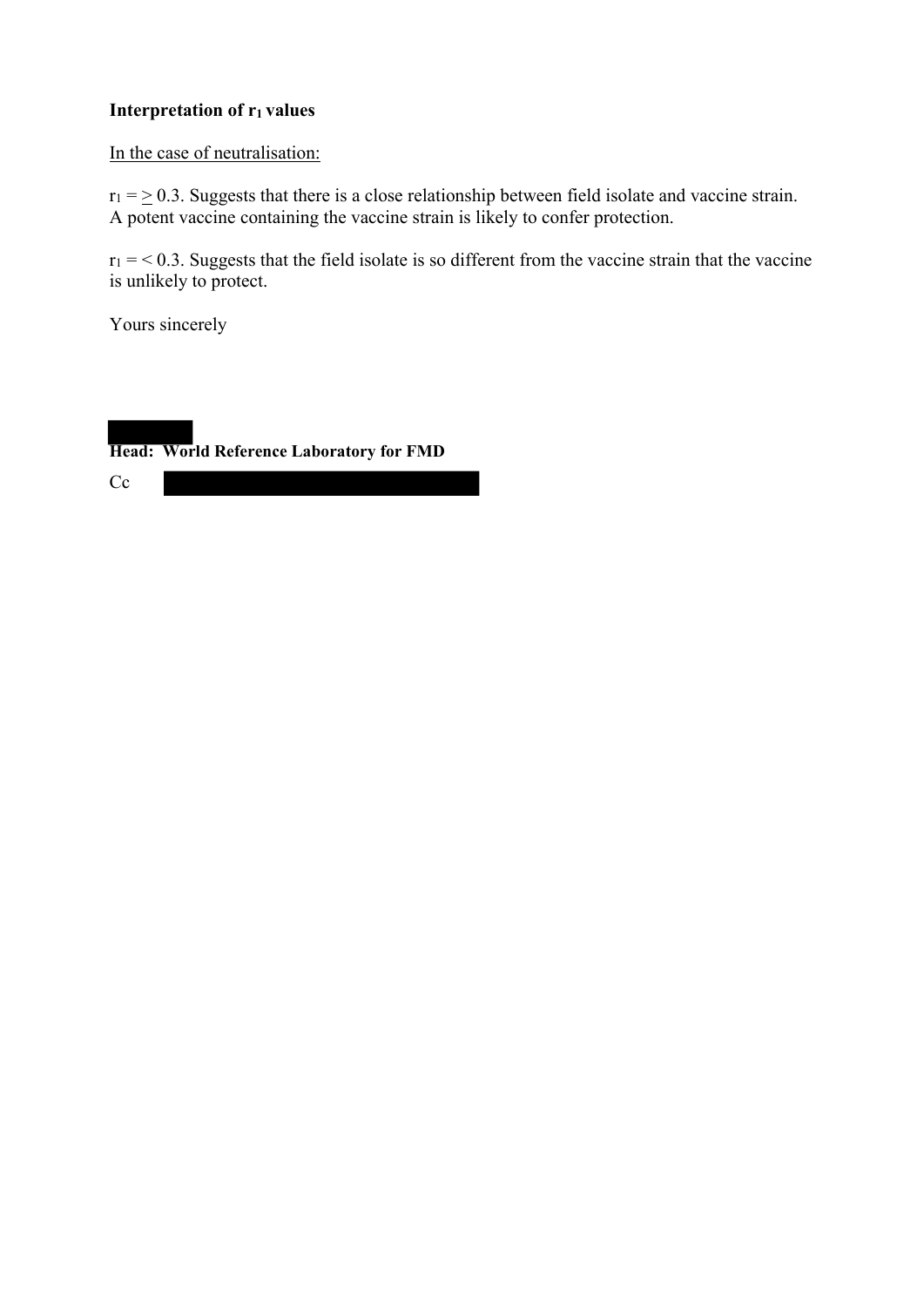**Interpretation of $r_1$ values**

In the case of neutralisation:

$r_1 = \geq 0.3$. Suggests that there is a close relationship between field isolate and vaccine strain. A potent vaccine containing the vaccine strain is likely to confer protection.

$r_1 = < 0.3$. Suggests that the field isolate is so different from the vaccine strain that the vaccine is unlikely to protect.

Yours sincerely

**Head: World Reference Laboratory for FMD**

Cc